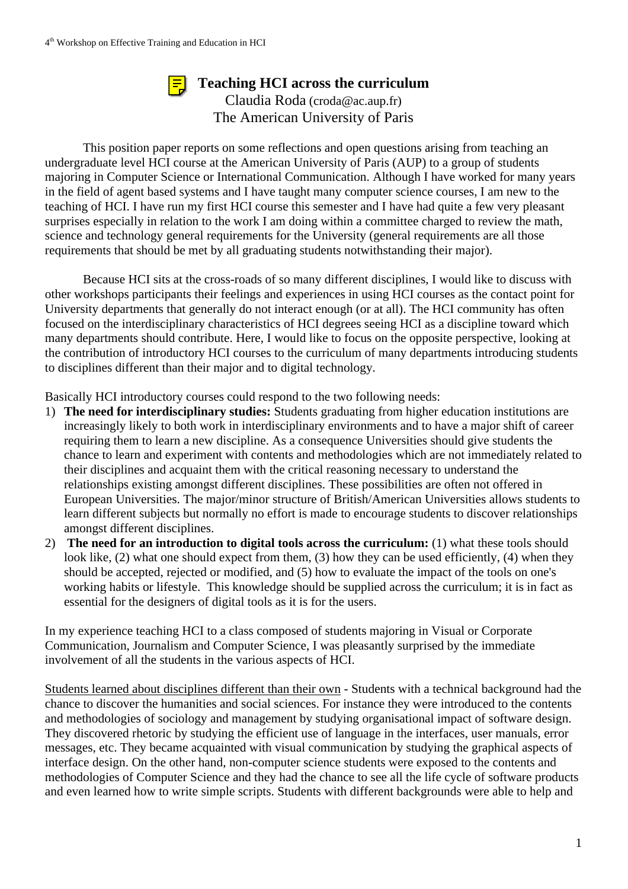# Teaching HCI across the curriculum

Claudia Roda (croda@ac.aup.fr)
The American University of Paris

This position paper reports on some reflections and open questions arising from teaching an undergraduate level HCI course at the American University of Paris (AUP) to a group of students majoring in Computer Science or International Communication. Although I have worked for many years in the field of agent based systems and I have taught many computer science courses, I am new to the teaching of HCI. I have run my first HCI course this semester and I have had quite a few very pleasant surprises especially in relation to the work I am doing within a committee charged to review the math, science and technology general requirements for the University (general requirements are all those requirements that should be met by all graduating students notwithstanding their major).

Because HCI sits at the cross-roads of so many different disciplines, I would like to discuss with other workshops participants their feelings and experiences in using HCI courses as the contact point for University departments that generally do not interact enough (or at all). The HCI community has often focused on the interdisciplinary characteristics of HCI degrees seeing HCI as a discipline toward which many departments should contribute. Here, I would like to focus on the opposite perspective, looking at the contribution of introductory HCI courses to the curriculum of many departments introducing students to disciplines different than their major and to digital technology.

Basically HCI introductory courses could respond to the two following needs:

1) **The need for interdisciplinary studies:** Students graduating from higher education institutions are increasingly likely to both work in interdisciplinary environments and to have a major shift of career requiring them to learn a new discipline. As a consequence Universities should give students the chance to learn and experiment with contents and methodologies which are not immediately related to their disciplines and acquaint them with the critical reasoning necessary to understand the relationships existing amongst different disciplines. These possibilities are often not offered in European Universities. The major/minor structure of British/American Universities allows students to learn different subjects but normally no effort is made to encourage students to discover relationships amongst different disciplines.
2) **The need for an introduction to digital tools across the curriculum:** (1) what these tools should look like, (2) what one should expect from them, (3) how they can be used efficiently, (4) when they should be accepted, rejected or modified, and (5) how to evaluate the impact of the tools on one's working habits or lifestyle. This knowledge should be supplied across the curriculum; it is in fact as essential for the designers of digital tools as it is for the users.

In my experience teaching HCI to a class composed of students majoring in Visual or Corporate Communication, Journalism and Computer Science, I was pleasantly surprised by the immediate involvement of all the students in the various aspects of HCI.

Students learned about disciplines different than their own - Students with a technical background had the chance to discover the humanities and social sciences. For instance they were introduced to the contents and methodologies of sociology and management by studying organisational impact of software design. They discovered rhetoric by studying the efficient use of language in the interfaces, user manuals, error messages, etc. They became acquainted with visual communication by studying the graphical aspects of interface design. On the other hand, non-computer science students were exposed to the contents and methodologies of Computer Science and they had the chance to see all the life cycle of software products and even learned how to write simple scripts. Students with different backgrounds were able to help and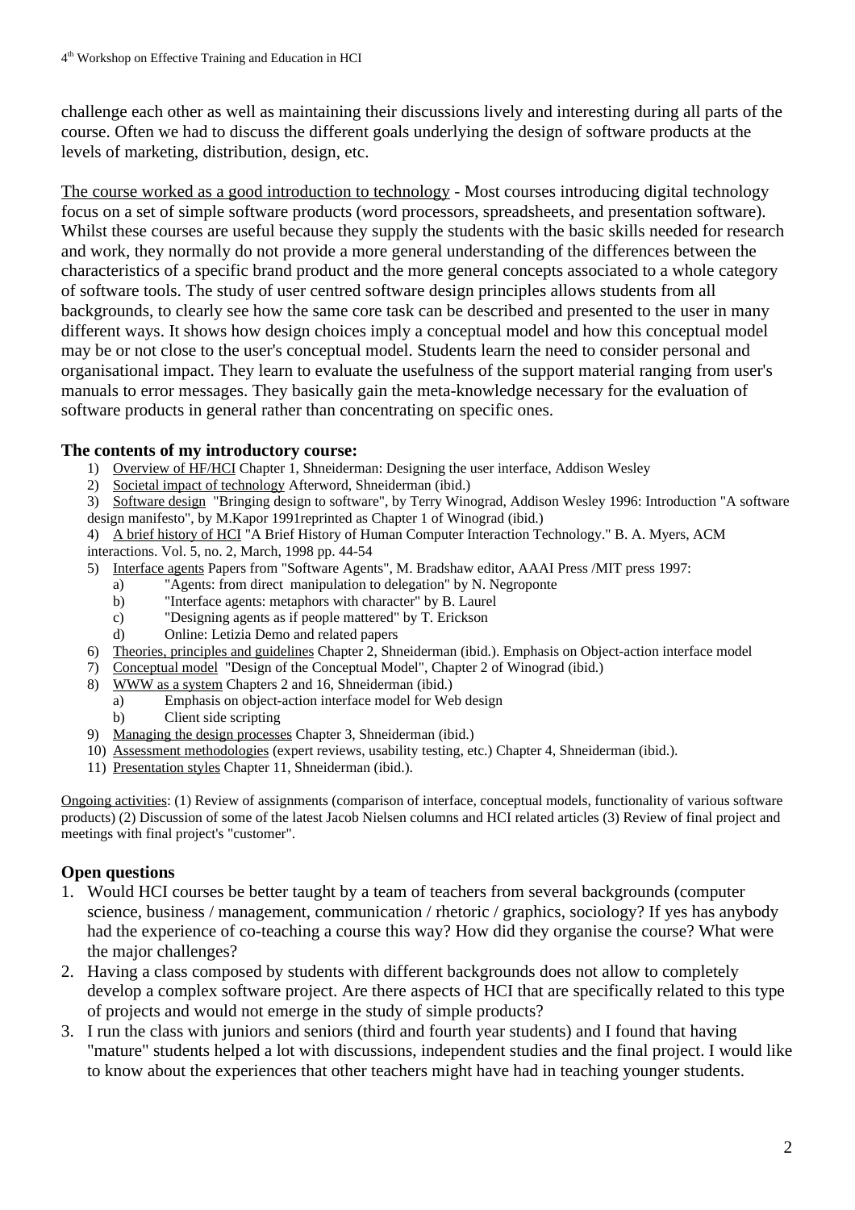challenge each other as well as maintaining their discussions lively and interesting during all parts of the course. Often we had to discuss the different goals underlying the design of software products at the levels of marketing, distribution, design, etc.

The course worked as a good introduction to technology - Most courses introducing digital technology focus on a set of simple software products (word processors, spreadsheets, and presentation software). Whilst these courses are useful because they supply the students with the basic skills needed for research and work, they normally do not provide a more general understanding of the differences between the characteristics of a specific brand product and the more general concepts associated to a whole category of software tools. The study of user centred software design principles allows students from all backgrounds, to clearly see how the same core task can be described and presented to the user in many different ways. It shows how design choices imply a conceptual model and how this conceptual model may be or not close to the user's conceptual model. Students learn the need to consider personal and organisational impact. They learn to evaluate the usefulness of the support material ranging from user's manuals to error messages. They basically gain the meta-knowledge necessary for the evaluation of software products in general rather than concentrating on specific ones.

### The contents of my introductory course:

1) Overview of HF/HCI Chapter 1, Shneiderman: Designing the user interface, Addison Wesley
2) Societal impact of technology Afterword, Shneiderman (ibid.)
3) Software design "Bringing design to software", by Terry Winograd, Addison Wesley 1996: Introduction "A software design manifesto", by M.Kapor 1991reprinted as Chapter 1 of Winograd (ibid.)
4) A brief history of HCI "A Brief History of Human Computer Interaction Technology." B. A. Myers, ACM interactions. Vol. 5, no. 2, March, 1998 pp. 44-54
5) Interface agents Papers from "Software Agents", M. Bradshaw editor, AAAI Press /MIT press 1997:
   a) "Agents: from direct manipulation to delegation" by N. Negroponte
   b) "Interface agents: metaphors with character" by B. Laurel
   c) "Designing agents as if people mattered" by T. Erickson
   d) Online: Letizia Demo and related papers
6) Theories, principles and guidelines Chapter 2, Shneiderman (ibid.). Emphasis on Object-action interface model
7) Conceptual model "Design of the Conceptual Model", Chapter 2 of Winograd (ibid.)
8) WWW as a system Chapters 2 and 16, Shneiderman (ibid.)
   a) Emphasis on object-action interface model for Web design
   b) Client side scripting
9) Managing the design processes Chapter 3, Shneiderman (ibid.)
10) Assessment methodologies (expert reviews, usability testing, etc.) Chapter 4, Shneiderman (ibid.).
11) Presentation styles Chapter 11, Shneiderman (ibid.).

Ongoing activities: (1) Review of assignments (comparison of interface, conceptual models, functionality of various software products) (2) Discussion of some of the latest Jacob Nielsen columns and HCI related articles (3) Review of final project and meetings with final project's "customer".

### Open questions

1. Would HCI courses be better taught by a team of teachers from several backgrounds (computer science, business / management, communication / rhetoric / graphics, sociology? If yes has anybody had the experience of co-teaching a course this way? How did they organise the course? What were the major challenges?
2. Having a class composed by students with different backgrounds does not allow to completely develop a complex software project. Are there aspects of HCI that are specifically related to this type of projects and would not emerge in the study of simple products?
3. I run the class with juniors and seniors (third and fourth year students) and I found that having "mature" students helped a lot with discussions, independent studies and the final project. I would like to know about the experiences that other teachers might have had in teaching younger students.